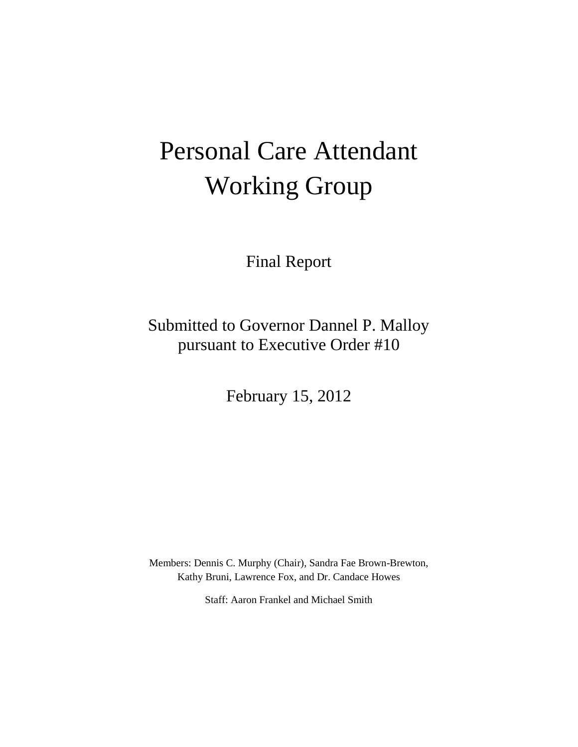# Personal Care Attendant Working Group

Final Report

Submitted to Governor Dannel P. Malloy
pursuant to Executive Order #10

February 15, 2012

Members: Dennis C. Murphy (Chair), Sandra Fae Brown-Brewton, Kathy Bruni, Lawrence Fox, and Dr. Candace Howes

Staff: Aaron Frankel and Michael Smith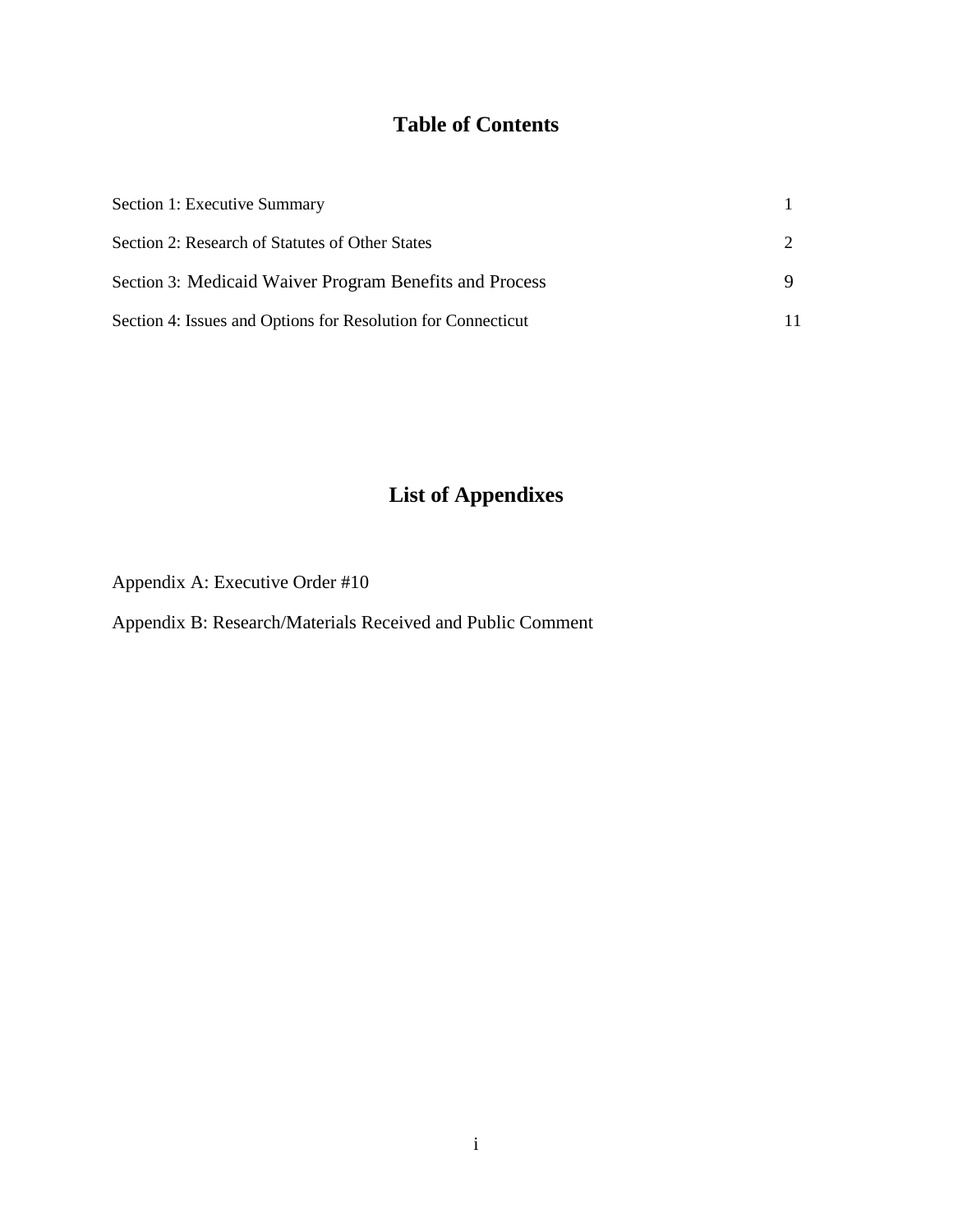## Table of Contents

| | |
|---|---|
| Section 1: Executive Summary | 1 |
| Section 2: Research of Statutes of Other States | 2 |
| Section 3: Medicaid Waiver Program Benefits and Process | 9 |
| Section 4: Issues and Options for Resolution for Connecticut | 11 |

## List of Appendixes

Appendix A: Executive Order #10

Appendix B: Research/Materials Received and Public Comment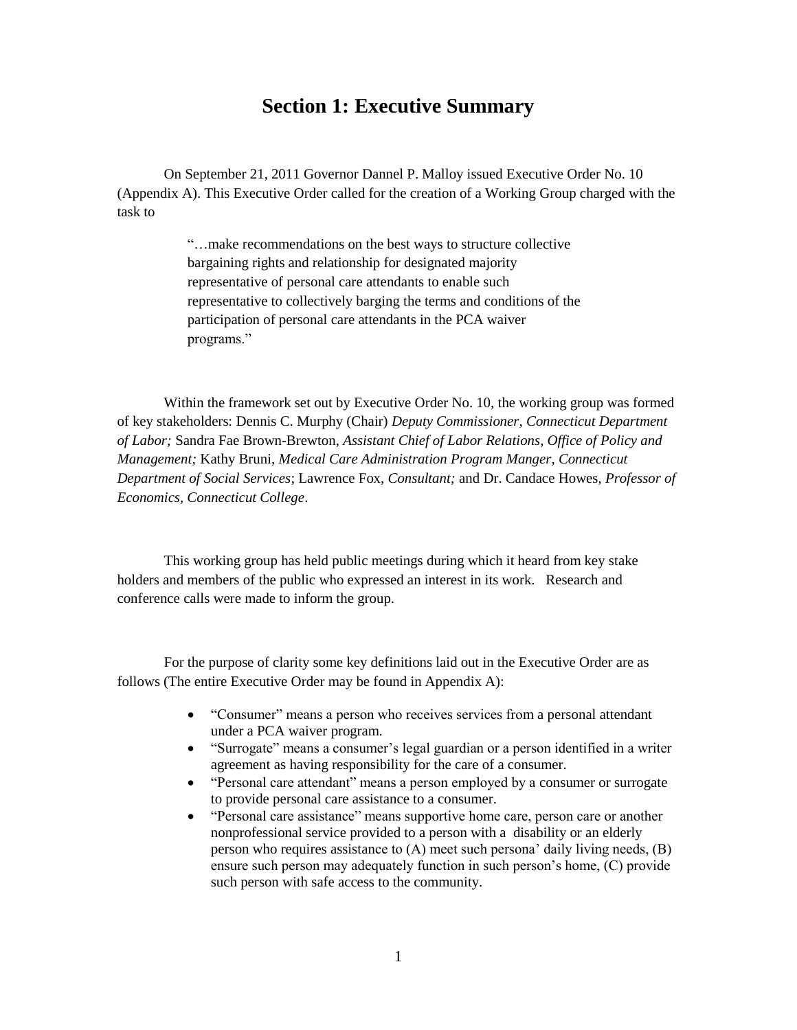# Section 1: Executive Summary

On September 21, 2011 Governor Dannel P. Malloy issued Executive Order No. 10 (Appendix A). This Executive Order called for the creation of a Working Group charged with the task to

> "…make recommendations on the best ways to structure collective bargaining rights and relationship for designated majority representative of personal care attendants to enable such representative to collectively barging the terms and conditions of the participation of personal care attendants in the PCA waiver programs."

Within the framework set out by Executive Order No. 10, the working group was formed of key stakeholders: Dennis C. Murphy (Chair) *Deputy Commissioner, Connecticut Department of Labor;* Sandra Fae Brown-Brewton, *Assistant Chief of Labor Relations, Office of Policy and Management;* Kathy Bruni, *Medical Care Administration Program Manger, Connecticut Department of Social Services*; Lawrence Fox, *Consultant;* and Dr. Candace Howes, *Professor of Economics, Connecticut College*.

This working group has held public meetings during which it heard from key stake holders and members of the public who expressed an interest in its work. Research and conference calls were made to inform the group.

For the purpose of clarity some key definitions laid out in the Executive Order are as follows (The entire Executive Order may be found in Appendix A):

- "Consumer" means a person who receives services from a personal attendant under a PCA waiver program.
- "Surrogate" means a consumer's legal guardian or a person identified in a writer agreement as having responsibility for the care of a consumer.
- "Personal care attendant" means a person employed by a consumer or surrogate to provide personal care assistance to a consumer.
- "Personal care assistance" means supportive home care, person care or another nonprofessional service provided to a person with a disability or an elderly person who requires assistance to (A) meet such persona' daily living needs, (B) ensure such person may adequately function in such person's home, (C) provide such person with safe access to the community.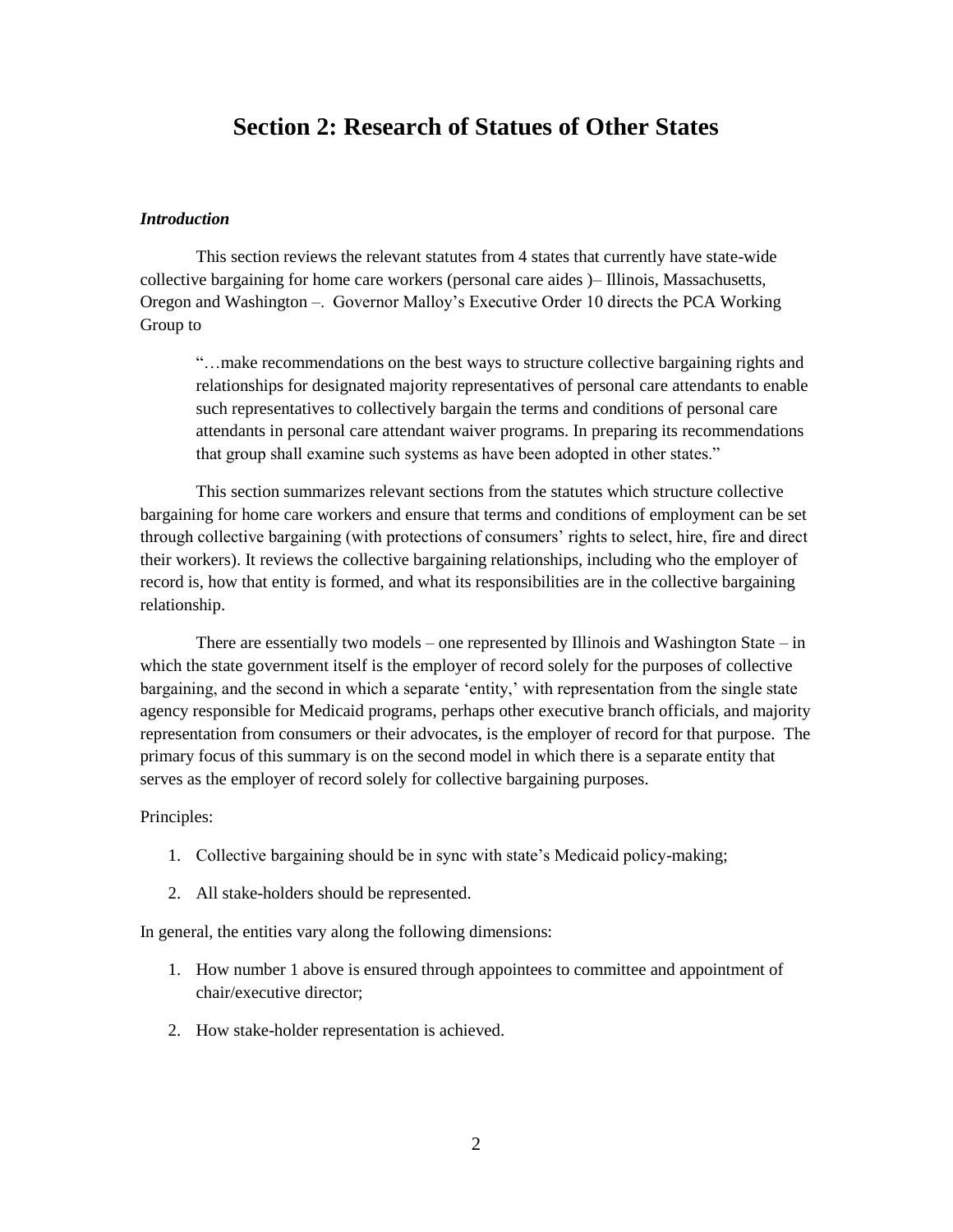# Section 2: Research of Statues of Other States

### *Introduction*

This section reviews the relevant statutes from 4 states that currently have state-wide collective bargaining for home care workers (personal care aides )– Illinois, Massachusetts, Oregon and Washington –. Governor Malloy's Executive Order 10 directs the PCA Working Group to

> "…make recommendations on the best ways to structure collective bargaining rights and relationships for designated majority representatives of personal care attendants to enable such representatives to collectively bargain the terms and conditions of personal care attendants in personal care attendant waiver programs. In preparing its recommendations that group shall examine such systems as have been adopted in other states."

This section summarizes relevant sections from the statutes which structure collective bargaining for home care workers and ensure that terms and conditions of employment can be set through collective bargaining (with protections of consumers' rights to select, hire, fire and direct their workers). It reviews the collective bargaining relationships, including who the employer of record is, how that entity is formed, and what its responsibilities are in the collective bargaining relationship.

There are essentially two models – one represented by Illinois and Washington State – in which the state government itself is the employer of record solely for the purposes of collective bargaining, and the second in which a separate 'entity,' with representation from the single state agency responsible for Medicaid programs, perhaps other executive branch officials, and majority representation from consumers or their advocates, is the employer of record for that purpose. The primary focus of this summary is on the second model in which there is a separate entity that serves as the employer of record solely for collective bargaining purposes.

Principles:

1. Collective bargaining should be in sync with state's Medicaid policy-making;
2. All stake-holders should be represented.

In general, the entities vary along the following dimensions:

1. How number 1 above is ensured through appointees to committee and appointment of chair/executive director;
2. How stake-holder representation is achieved.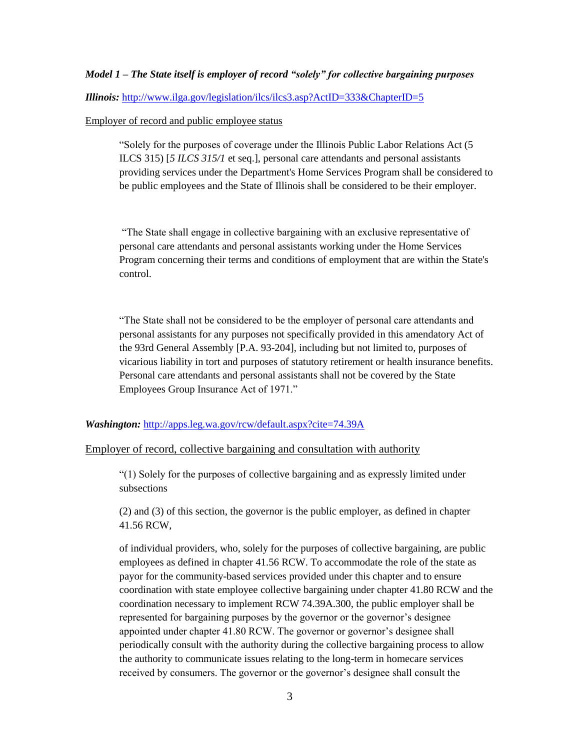***Model 1 – The State itself is employer of record "solely" for collective bargaining purposes***

***Illinois:*** [http://www.ilga.gov/legislation/ilcs/ilcs3.asp?ActID=333&ChapterID=5](http://www.ilga.gov/legislation/ilcs/ilcs3.asp?ActID=333&ChapterID=5)

<u>Employer of record and public employee status</u>

> "Solely for the purposes of coverage under the Illinois Public Labor Relations Act (5 ILCS 315) [*5 ILCS 315/1* et seq.], personal care attendants and personal assistants providing services under the Department's Home Services Program shall be considered to be public employees and the State of Illinois shall be considered to be their employer.
>
> "The State shall engage in collective bargaining with an exclusive representative of personal care attendants and personal assistants working under the Home Services Program concerning their terms and conditions of employment that are within the State's control.
>
> "The State shall not be considered to be the employer of personal care attendants and personal assistants for any purposes not specifically provided in this amendatory Act of the 93rd General Assembly [P.A. 93-204], including but not limited to, purposes of vicarious liability in tort and purposes of statutory retirement or health insurance benefits. Personal care attendants and personal assistants shall not be covered by the State Employees Group Insurance Act of 1971."

***Washington:*** [http://apps.leg.wa.gov/rcw/default.aspx?cite=74.39A](http://apps.leg.wa.gov/rcw/default.aspx?cite=74.39A)

<u>Employer of record, collective bargaining and consultation with authority</u>

> "(1) Solely for the purposes of collective bargaining and as expressly limited under subsections
>
> (2) and (3) of this section, the governor is the public employer, as defined in chapter 41.56 RCW,
>
> of individual providers, who, solely for the purposes of collective bargaining, are public employees as defined in chapter 41.56 RCW. To accommodate the role of the state as payor for the community-based services provided under this chapter and to ensure coordination with state employee collective bargaining under chapter 41.80 RCW and the coordination necessary to implement RCW 74.39A.300, the public employer shall be represented for bargaining purposes by the governor or the governor's designee appointed under chapter 41.80 RCW. The governor or governor's designee shall periodically consult with the authority during the collective bargaining process to allow the authority to communicate issues relating to the long-term in homecare services received by consumers. The governor or the governor's designee shall consult the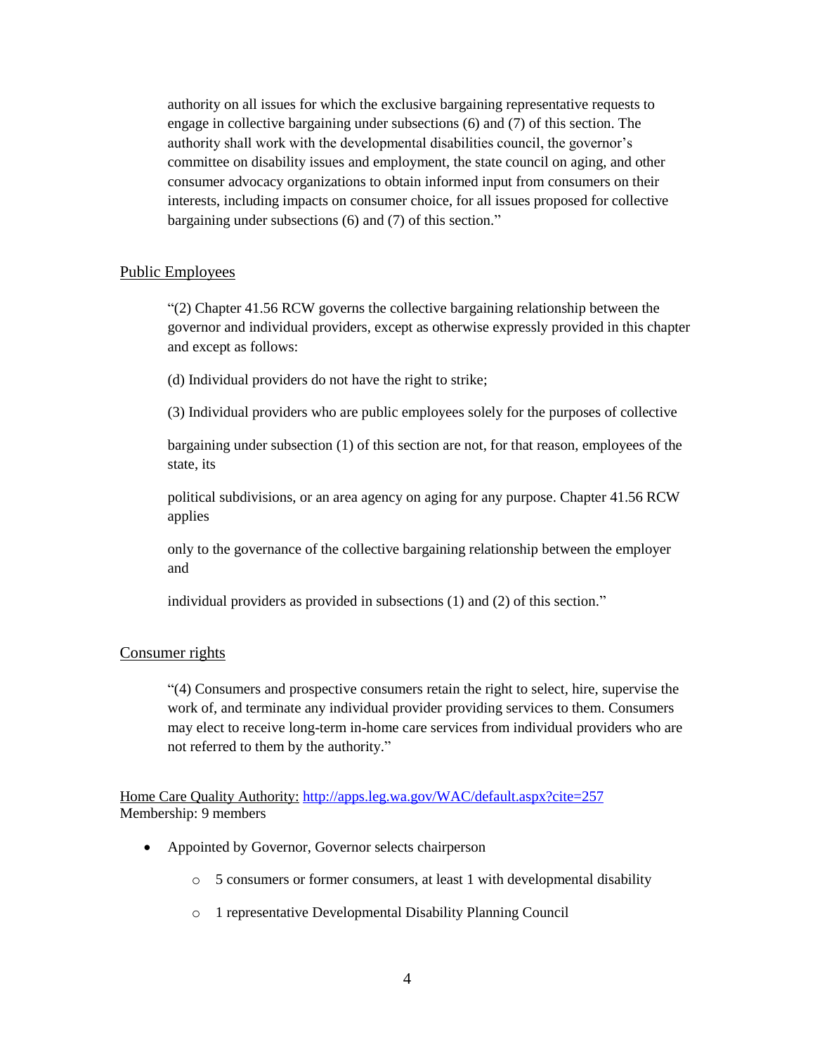> authority on all issues for which the exclusive bargaining representative requests to engage in collective bargaining under subsections (6) and (7) of this section. The authority shall work with the developmental disabilities council, the governor's committee on disability issues and employment, the state council on aging, and other consumer advocacy organizations to obtain informed input from consumers on their interests, including impacts on consumer choice, for all issues proposed for collective bargaining under subsections (6) and (7) of this section."

<u>Public Employees</u>

> "(2) Chapter 41.56 RCW governs the collective bargaining relationship between the governor and individual providers, except as otherwise expressly provided in this chapter and except as follows:
>
> (d) Individual providers do not have the right to strike;
>
> (3) Individual providers who are public employees solely for the purposes of collective
>
> bargaining under subsection (1) of this section are not, for that reason, employees of the state, its
>
> political subdivisions, or an area agency on aging for any purpose. Chapter 41.56 RCW applies
>
> only to the governance of the collective bargaining relationship between the employer and
>
> individual providers as provided in subsections (1) and (2) of this section."

<u>Consumer rights</u>

> "(4) Consumers and prospective consumers retain the right to select, hire, supervise the work of, and terminate any individual provider providing services to them. Consumers may elect to receive long-term in-home care services from individual providers who are not referred to them by the authority."

<u>Home Care Quality Authority:</u> http://apps.leg.wa.gov/WAC/default.aspx?cite=257
Membership: 9 members

- Appointed by Governor, Governor selects chairperson
    - 5 consumers or former consumers, at least 1 with developmental disability
    - 1 representative Developmental Disability Planning Council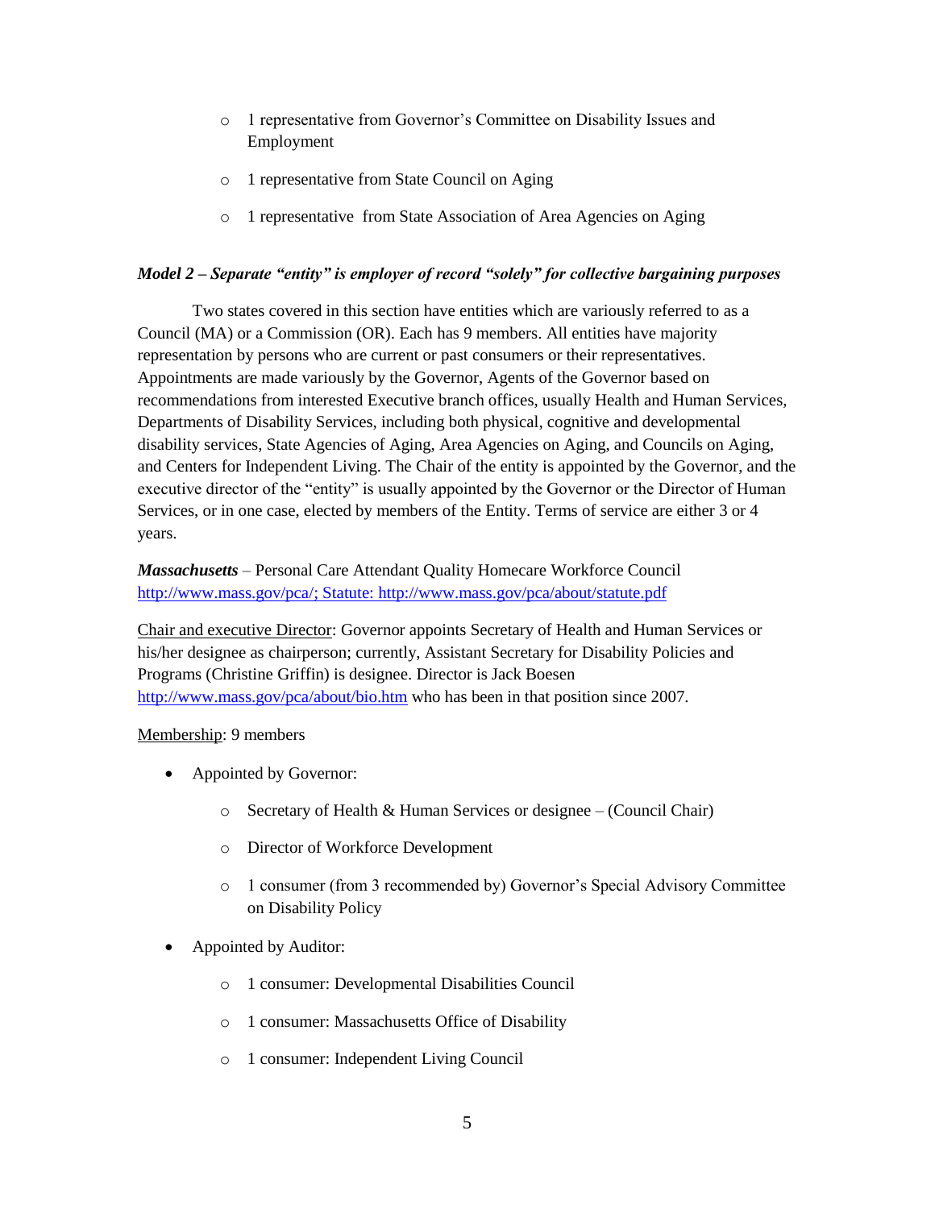- 1 representative from Governor's Committee on Disability Issues and Employment
- 1 representative from State Council on Aging
- 1 representative from State Association of Area Agencies on Aging

***Model 2 – Separate "entity" is employer of record "solely" for collective bargaining purposes***

Two states covered in this section have entities which are variously referred to as a Council (MA) or a Commission (OR). Each has 9 members. All entities have majority representation by persons who are current or past consumers or their representatives. Appointments are made variously by the Governor, Agents of the Governor based on recommendations from interested Executive branch offices, usually Health and Human Services, Departments of Disability Services, including both physical, cognitive and developmental disability services, State Agencies of Aging, Area Agencies on Aging, and Councils on Aging, and Centers for Independent Living. The Chair of the entity is appointed by the Governor, and the executive director of the "entity" is usually appointed by the Governor or the Director of Human Services, or in one case, elected by members of the Entity. Terms of service are either 3 or 4 years.

***Massachusetts*** – Personal Care Attendant Quality Homecare Workforce Council
http://www.mass.gov/pca/; Statute: http://www.mass.gov/pca/about/statute.pdf

Chair and executive Director: Governor appoints Secretary of Health and Human Services or his/her designee as chairperson; currently, Assistant Secretary for Disability Policies and Programs (Christine Griffin) is designee. Director is Jack Boesen http://www.mass.gov/pca/about/bio.htm who has been in that position since 2007.

Membership: 9 members

- Appointed by Governor:
  - Secretary of Health & Human Services or designee – (Council Chair)
  - Director of Workforce Development
  - 1 consumer (from 3 recommended by) Governor's Special Advisory Committee on Disability Policy
- Appointed by Auditor:
  - 1 consumer: Developmental Disabilities Council
  - 1 consumer: Massachusetts Office of Disability
  - 1 consumer: Independent Living Council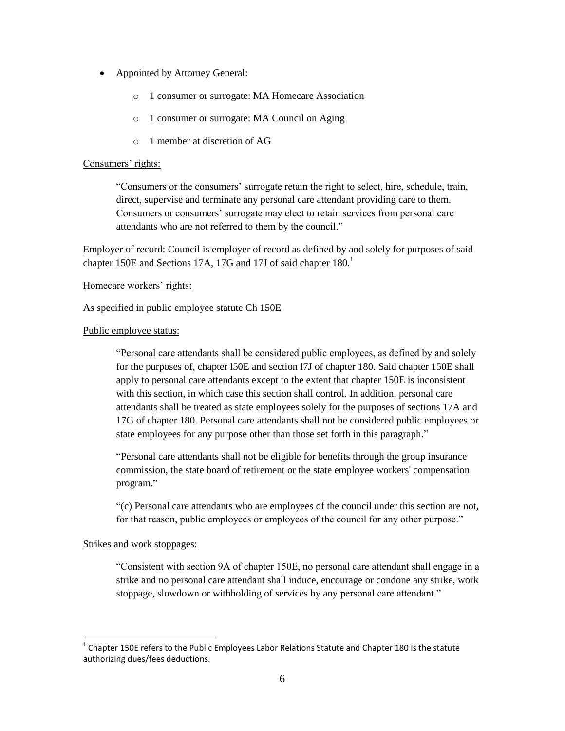- Appointed by Attorney General:
    - 1 consumer or surrogate: MA Homecare Association
    - 1 consumer or surrogate: MA Council on Aging
    - 1 member at discretion of AG

Consumers' rights:

> "Consumers or the consumers' surrogate retain the right to select, hire, schedule, train, direct, supervise and terminate any personal care attendant providing care to them. Consumers or consumers' surrogate may elect to retain services from personal care attendants who are not referred to them by the council."

Employer of record: Council is employer of record as defined by and solely for purposes of said chapter 150E and Sections 17A, 17G and 17J of said chapter 180.[1]

Homecare workers' rights:

As specified in public employee statute Ch 150E

Public employee status:

> "Personal care attendants shall be considered public employees, as defined by and solely for the purposes of, chapter l50E and section l7J of chapter 180. Said chapter 150E shall apply to personal care attendants except to the extent that chapter 150E is inconsistent with this section, in which case this section shall control. In addition, personal care attendants shall be treated as state employees solely for the purposes of sections 17A and 17G of chapter 180. Personal care attendants shall not be considered public employees or state employees for any purpose other than those set forth in this paragraph."
>
> "Personal care attendants shall not be eligible for benefits through the group insurance commission, the state board of retirement or the state employee workers' compensation program."
>
> "(c) Personal care attendants who are employees of the council under this section are not, for that reason, public employees or employees of the council for any other purpose."

Strikes and work stoppages:

> "Consistent with section 9A of chapter 150E, no personal care attendant shall engage in a strike and no personal care attendant shall induce, encourage or condone any strike, work stoppage, slowdown or withholding of services by any personal care attendant."

---

[1] Chapter 150E refers to the Public Employees Labor Relations Statute and Chapter 180 is the statute authorizing dues/fees deductions.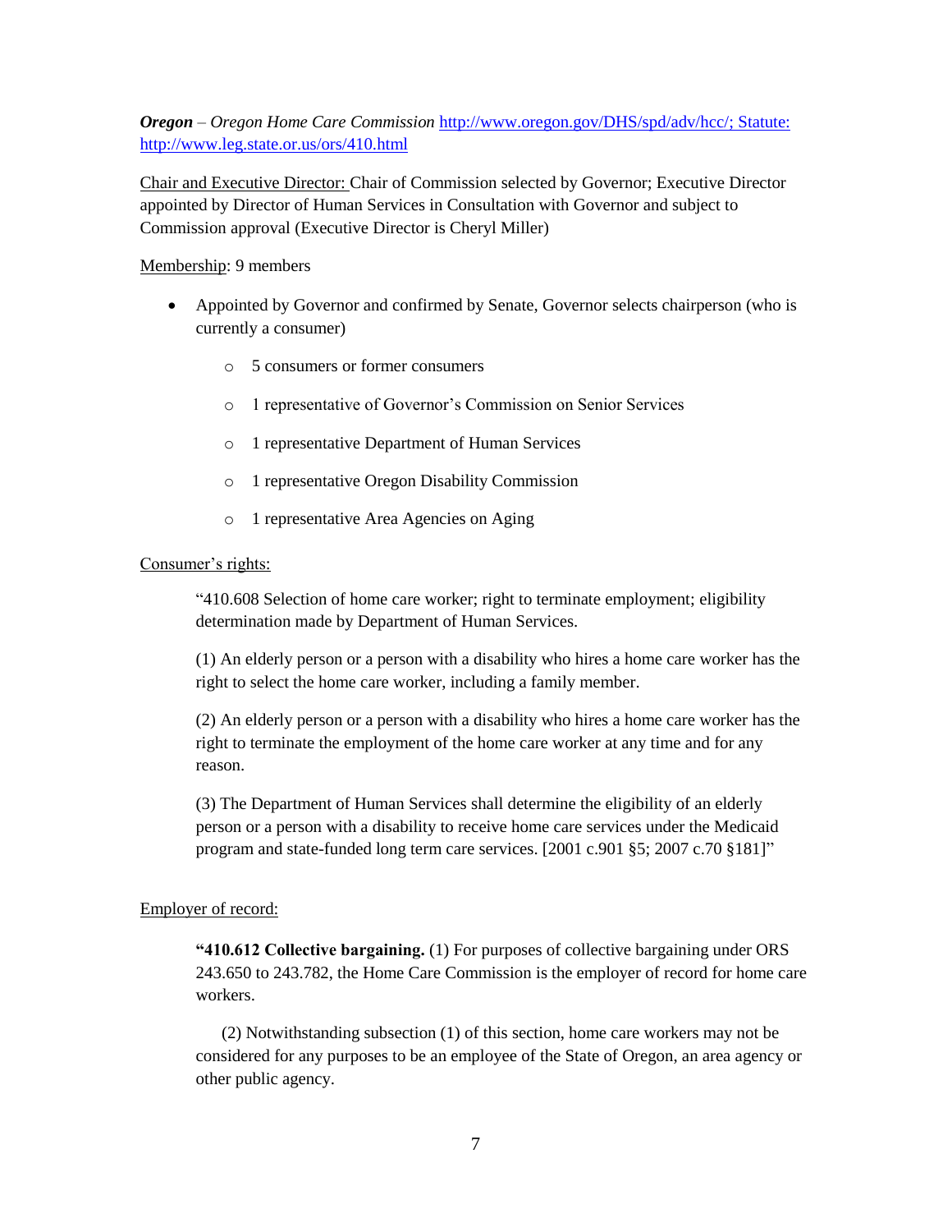***Oregon*** – *Oregon Home Care Commission* [http://www.oregon.gov/DHS/spd/adv/hcc/; Statute: http://www.leg.state.or.us/ors/410.html](http://www.oregon.gov/DHS/spd/adv/hcc/)

Chair and Executive Director: Chair of Commission selected by Governor; Executive Director appointed by Director of Human Services in Consultation with Governor and subject to Commission approval (Executive Director is Cheryl Miller)

Membership: 9 members

- Appointed by Governor and confirmed by Senate, Governor selects chairperson (who is currently a consumer)
  - 5 consumers or former consumers
  - 1 representative of Governor's Commission on Senior Services
  - 1 representative Department of Human Services
  - 1 representative Oregon Disability Commission
  - 1 representative Area Agencies on Aging

Consumer's rights:

> "410.608 Selection of home care worker; right to terminate employment; eligibility determination made by Department of Human Services.
>
> (1) An elderly person or a person with a disability who hires a home care worker has the right to select the home care worker, including a family member.
>
> (2) An elderly person or a person with a disability who hires a home care worker has the right to terminate the employment of the home care worker at any time and for any reason.
>
> (3) The Department of Human Services shall determine the eligibility of an elderly person or a person with a disability to receive home care services under the Medicaid program and state-funded long term care services. [2001 c.901 §5; 2007 c.70 §181]"

Employer of record:

> **"410.612 Collective bargaining.** (1) For purposes of collective bargaining under ORS 243.650 to 243.782, the Home Care Commission is the employer of record for home care workers.
>
> (2) Notwithstanding subsection (1) of this section, home care workers may not be considered for any purposes to be an employee of the State of Oregon, an area agency or other public agency.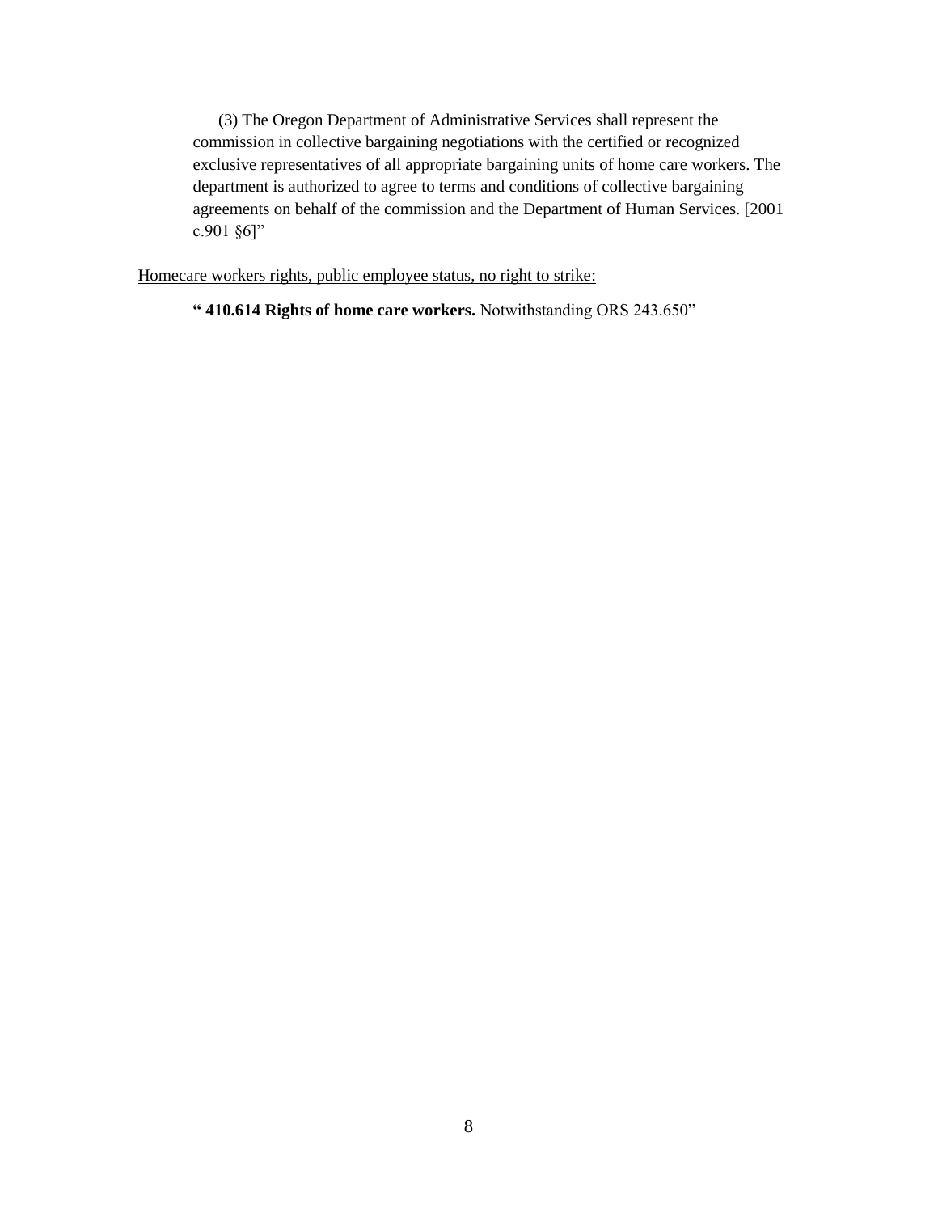(3) The Oregon Department of Administrative Services shall represent the commission in collective bargaining negotiations with the certified or recognized exclusive representatives of all appropriate bargaining units of home care workers. The department is authorized to agree to terms and conditions of collective bargaining agreements on behalf of the commission and the Department of Human Services. [2001 c.901 §6]"

<u>Homecare workers rights, public employee status, no right to strike:</u>

" **410.614 Rights of home care workers.** Notwithstanding ORS 243.650"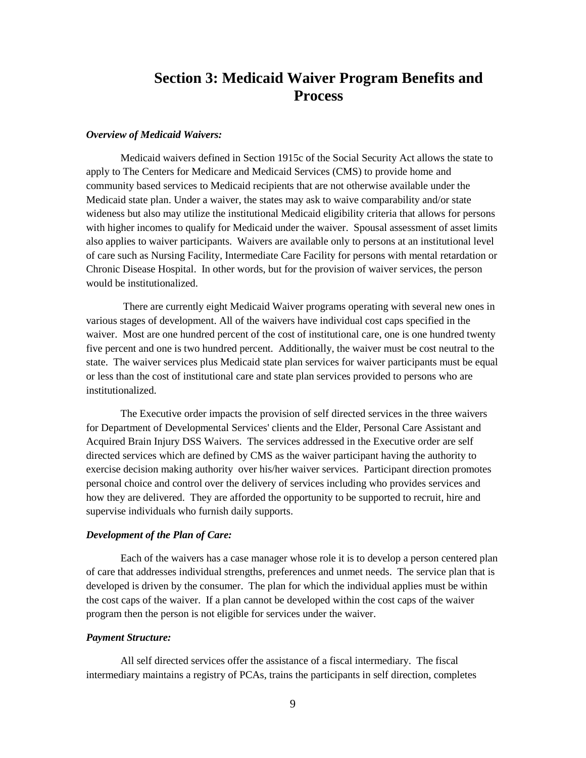## Section 3: Medicaid Waiver Program Benefits and Process

***Overview of Medicaid Waivers:***

Medicaid waivers defined in Section 1915c of the Social Security Act allows the state to apply to The Centers for Medicare and Medicaid Services (CMS) to provide home and community based services to Medicaid recipients that are not otherwise available under the Medicaid state plan. Under a waiver, the states may ask to waive comparability and/or state wideness but also may utilize the institutional Medicaid eligibility criteria that allows for persons with higher incomes to qualify for Medicaid under the waiver. Spousal assessment of asset limits also applies to waiver participants. Waivers are available only to persons at an institutional level of care such as Nursing Facility, Intermediate Care Facility for persons with mental retardation or Chronic Disease Hospital. In other words, but for the provision of waiver services, the person would be institutionalized.

There are currently eight Medicaid Waiver programs operating with several new ones in various stages of development. All of the waivers have individual cost caps specified in the waiver. Most are one hundred percent of the cost of institutional care, one is one hundred twenty five percent and one is two hundred percent. Additionally, the waiver must be cost neutral to the state. The waiver services plus Medicaid state plan services for waiver participants must be equal or less than the cost of institutional care and state plan services provided to persons who are institutionalized.

The Executive order impacts the provision of self directed services in the three waivers for Department of Developmental Services' clients and the Elder, Personal Care Assistant and Acquired Brain Injury DSS Waivers. The services addressed in the Executive order are self directed services which are defined by CMS as the waiver participant having the authority to exercise decision making authority over his/her waiver services. Participant direction promotes personal choice and control over the delivery of services including who provides services and how they are delivered. They are afforded the opportunity to be supported to recruit, hire and supervise individuals who furnish daily supports.

***Development of the Plan of Care:***

Each of the waivers has a case manager whose role it is to develop a person centered plan of care that addresses individual strengths, preferences and unmet needs. The service plan that is developed is driven by the consumer. The plan for which the individual applies must be within the cost caps of the waiver. If a plan cannot be developed within the cost caps of the waiver program then the person is not eligible for services under the waiver.

***Payment Structure:***

All self directed services offer the assistance of a fiscal intermediary. The fiscal intermediary maintains a registry of PCAs, trains the participants in self direction, completes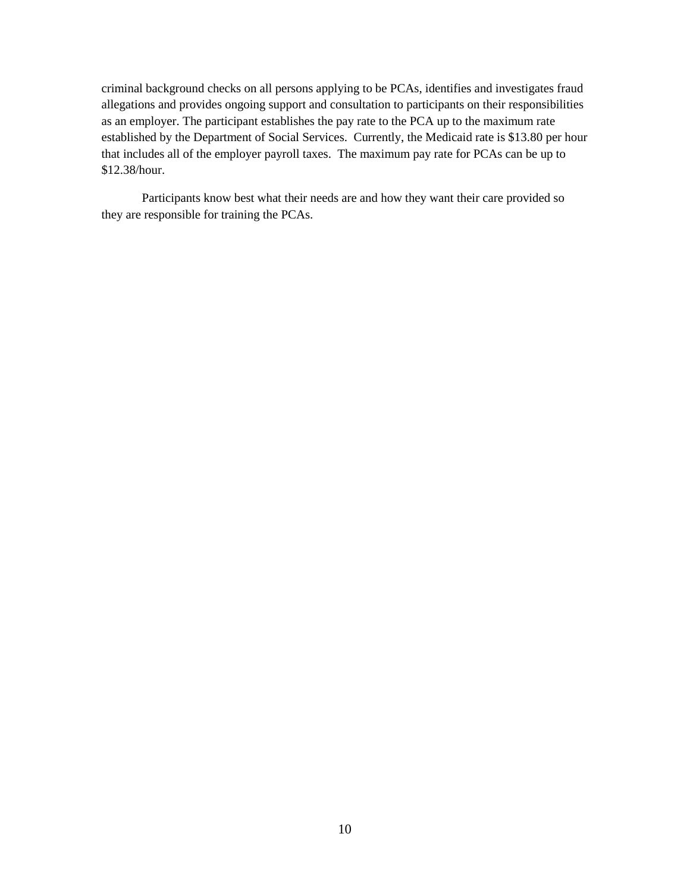criminal background checks on all persons applying to be PCAs, identifies and investigates fraud allegations and provides ongoing support and consultation to participants on their responsibilities as an employer. The participant establishes the pay rate to the PCA up to the maximum rate established by the Department of Social Services. Currently, the Medicaid rate is $13.80 per hour that includes all of the employer payroll taxes. The maximum pay rate for PCAs can be up to $12.38/hour.

Participants know best what their needs are and how they want their care provided so they are responsible for training the PCAs.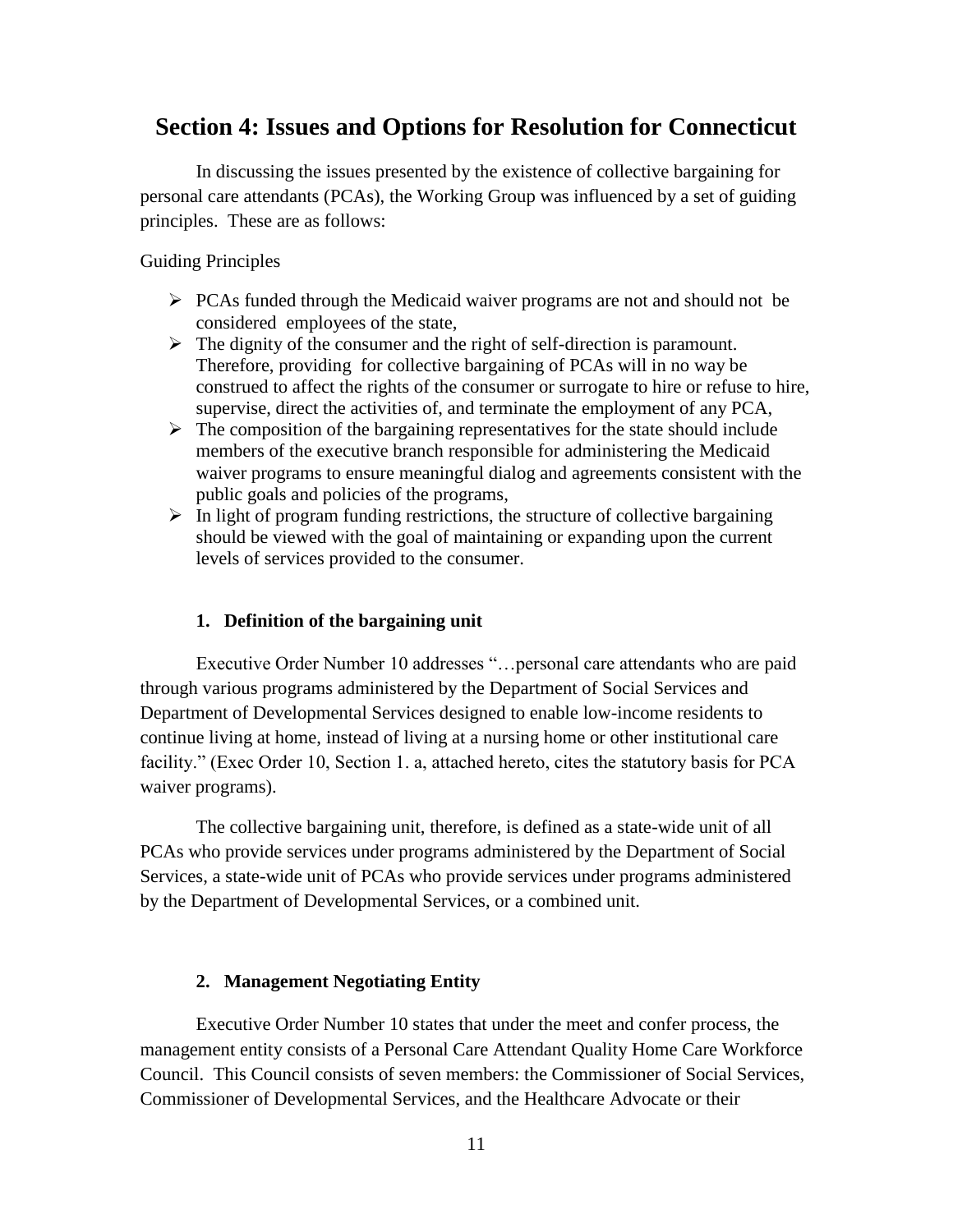## Section 4: Issues and Options for Resolution for Connecticut

In discussing the issues presented by the existence of collective bargaining for personal care attendants (PCAs), the Working Group was influenced by a set of guiding principles. These are as follows:

Guiding Principles

- PCAs funded through the Medicaid waiver programs are not and should not be considered employees of the state,
- The dignity of the consumer and the right of self-direction is paramount. Therefore, providing for collective bargaining of PCAs will in no way be construed to affect the rights of the consumer or surrogate to hire or refuse to hire, supervise, direct the activities of, and terminate the employment of any PCA,
- The composition of the bargaining representatives for the state should include members of the executive branch responsible for administering the Medicaid waiver programs to ensure meaningful dialog and agreements consistent with the public goals and policies of the programs,
- In light of program funding restrictions, the structure of collective bargaining should be viewed with the goal of maintaining or expanding upon the current levels of services provided to the consumer.

### 1. Definition of the bargaining unit

Executive Order Number 10 addresses "…personal care attendants who are paid through various programs administered by the Department of Social Services and Department of Developmental Services designed to enable low-income residents to continue living at home, instead of living at a nursing home or other institutional care facility." (Exec Order 10, Section 1. a, attached hereto, cites the statutory basis for PCA waiver programs).

The collective bargaining unit, therefore, is defined as a state-wide unit of all PCAs who provide services under programs administered by the Department of Social Services, a state-wide unit of PCAs who provide services under programs administered by the Department of Developmental Services, or a combined unit.

### 2. Management Negotiating Entity

Executive Order Number 10 states that under the meet and confer process, the management entity consists of a Personal Care Attendant Quality Home Care Workforce Council. This Council consists of seven members: the Commissioner of Social Services, Commissioner of Developmental Services, and the Healthcare Advocate or their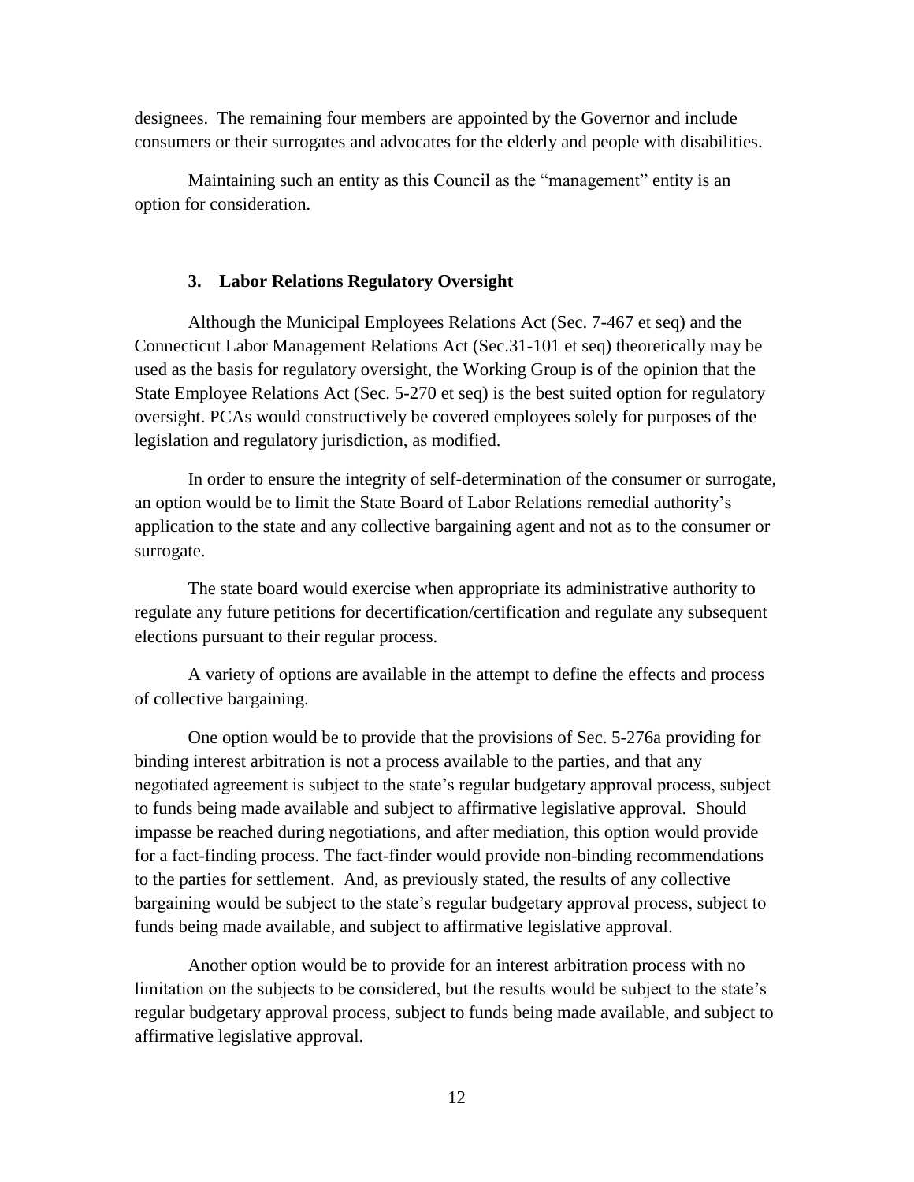designees. The remaining four members are appointed by the Governor and include consumers or their surrogates and advocates for the elderly and people with disabilities.

Maintaining such an entity as this Council as the "management" entity is an option for consideration.

### 3. Labor Relations Regulatory Oversight

Although the Municipal Employees Relations Act (Sec. 7-467 et seq) and the Connecticut Labor Management Relations Act (Sec.31-101 et seq) theoretically may be used as the basis for regulatory oversight, the Working Group is of the opinion that the State Employee Relations Act (Sec. 5-270 et seq) is the best suited option for regulatory oversight. PCAs would constructively be covered employees solely for purposes of the legislation and regulatory jurisdiction, as modified.

In order to ensure the integrity of self-determination of the consumer or surrogate, an option would be to limit the State Board of Labor Relations remedial authority's application to the state and any collective bargaining agent and not as to the consumer or surrogate.

The state board would exercise when appropriate its administrative authority to regulate any future petitions for decertification/certification and regulate any subsequent elections pursuant to their regular process.

A variety of options are available in the attempt to define the effects and process of collective bargaining.

One option would be to provide that the provisions of Sec. 5-276a providing for binding interest arbitration is not a process available to the parties, and that any negotiated agreement is subject to the state's regular budgetary approval process, subject to funds being made available and subject to affirmative legislative approval. Should impasse be reached during negotiations, and after mediation, this option would provide for a fact-finding process. The fact-finder would provide non-binding recommendations to the parties for settlement. And, as previously stated, the results of any collective bargaining would be subject to the state's regular budgetary approval process, subject to funds being made available, and subject to affirmative legislative approval.

Another option would be to provide for an interest arbitration process with no limitation on the subjects to be considered, but the results would be subject to the state's regular budgetary approval process, subject to funds being made available, and subject to affirmative legislative approval.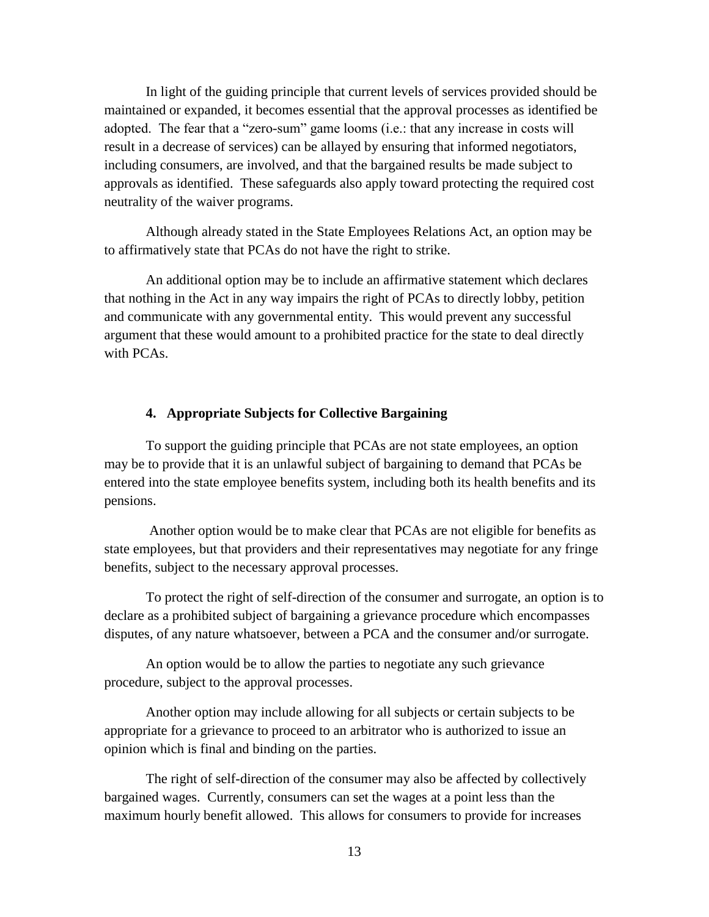In light of the guiding principle that current levels of services provided should be maintained or expanded, it becomes essential that the approval processes as identified be adopted. The fear that a "zero-sum" game looms (i.e.: that any increase in costs will result in a decrease of services) can be allayed by ensuring that informed negotiators, including consumers, are involved, and that the bargained results be made subject to approvals as identified. These safeguards also apply toward protecting the required cost neutrality of the waiver programs.

Although already stated in the State Employees Relations Act, an option may be to affirmatively state that PCAs do not have the right to strike.

An additional option may be to include an affirmative statement which declares that nothing in the Act in any way impairs the right of PCAs to directly lobby, petition and communicate with any governmental entity. This would prevent any successful argument that these would amount to a prohibited practice for the state to deal directly with PCAs.

### 4. Appropriate Subjects for Collective Bargaining

To support the guiding principle that PCAs are not state employees, an option may be to provide that it is an unlawful subject of bargaining to demand that PCAs be entered into the state employee benefits system, including both its health benefits and its pensions.

Another option would be to make clear that PCAs are not eligible for benefits as state employees, but that providers and their representatives may negotiate for any fringe benefits, subject to the necessary approval processes.

To protect the right of self-direction of the consumer and surrogate, an option is to declare as a prohibited subject of bargaining a grievance procedure which encompasses disputes, of any nature whatsoever, between a PCA and the consumer and/or surrogate.

An option would be to allow the parties to negotiate any such grievance procedure, subject to the approval processes.

Another option may include allowing for all subjects or certain subjects to be appropriate for a grievance to proceed to an arbitrator who is authorized to issue an opinion which is final and binding on the parties.

The right of self-direction of the consumer may also be affected by collectively bargained wages. Currently, consumers can set the wages at a point less than the maximum hourly benefit allowed. This allows for consumers to provide for increases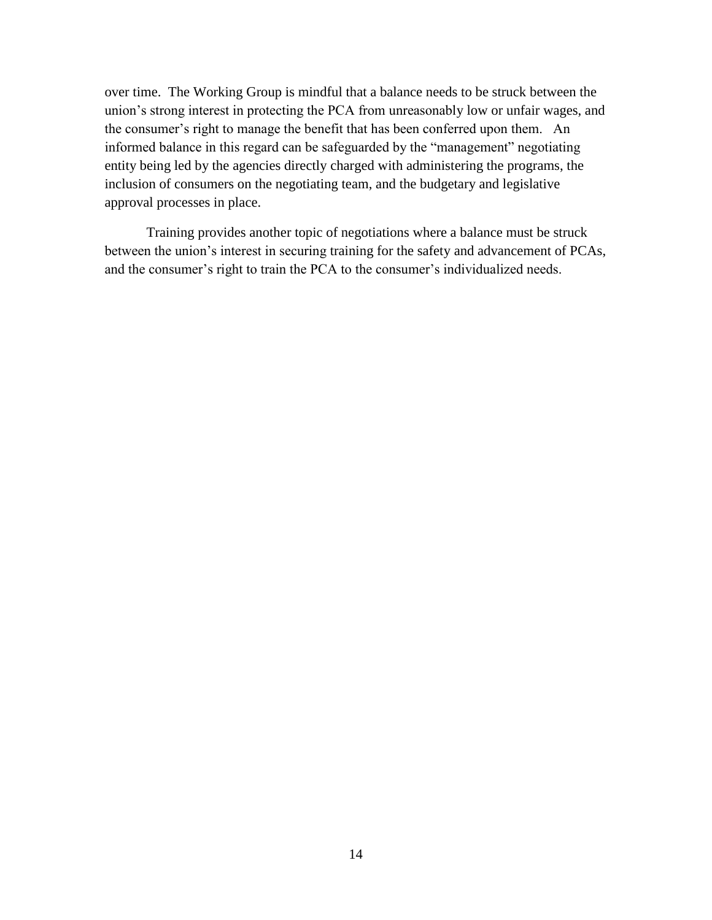over time. The Working Group is mindful that a balance needs to be struck between the union's strong interest in protecting the PCA from unreasonably low or unfair wages, and the consumer's right to manage the benefit that has been conferred upon them. An informed balance in this regard can be safeguarded by the "management" negotiating entity being led by the agencies directly charged with administering the programs, the inclusion of consumers on the negotiating team, and the budgetary and legislative approval processes in place.

Training provides another topic of negotiations where a balance must be struck between the union's interest in securing training for the safety and advancement of PCAs, and the consumer's right to train the PCA to the consumer's individualized needs.